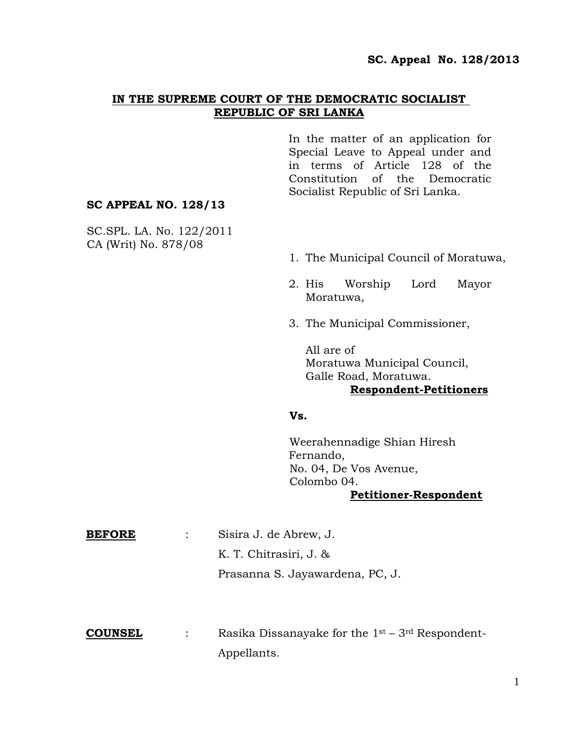**SC. Appeal No. 128/2013**

**IN THE SUPREME COURT OF THE DEMOCRATIC SOCIALIST REPUBLIC OF SRI LANKA**

In the matter of an application for Special Leave to Appeal under and in terms of Article 128 of the Constitution of the Democratic Socialist Republic of Sri Lanka.

**SC APPEAL NO. 128/13**

SC.SPL. LA. No. 122/2011
CA (Writ) No. 878/08

1. The Municipal Council of Moratuwa,
2. His Worship Lord Mayor Moratuwa,
3. The Municipal Commissioner,

All are of
Moratuwa Municipal Council,
Galle Road, Moratuwa.
**Respondent-Petitioners**

**Vs.**

Weerahennadige Shian Hiresh Fernando,
No. 04, De Vos Avenue,
Colombo 04.
**Petitioner-Respondent**

**BEFORE** : Sisira J. de Abrew, J.
K. T. Chitrasiri, J. &
Prasanna S. Jayawardena, PC, J.

**COUNSEL** : Rasika Dissanayake for the 1st – 3rd Respondent-Appellants.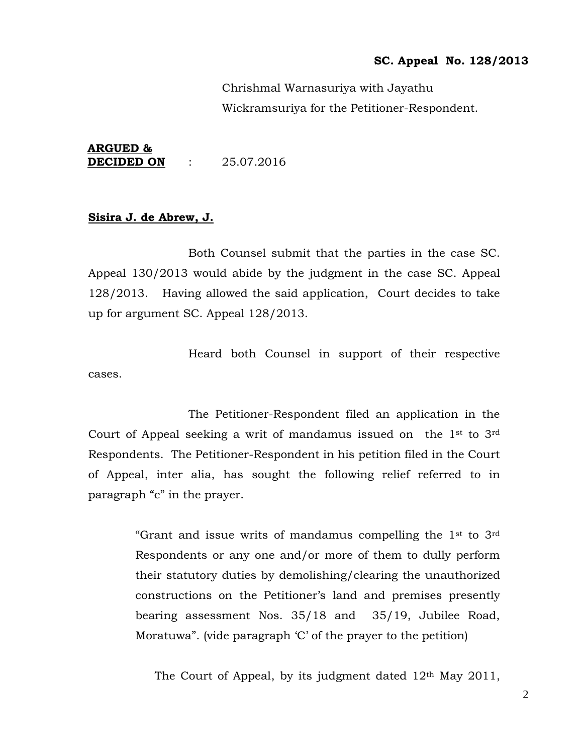Chrishmal Warnasuriya with Jayathu Wickramsuriya for the Petitioner-Respondent.

**ARGUED & DECIDED ON** : 25.07.2016

**Sisira J. de Abrew, J.**

Both Counsel submit that the parties in the case SC. Appeal 130/2013 would abide by the judgment in the case SC. Appeal 128/2013. Having allowed the said application, Court decides to take up for argument SC. Appeal 128/2013.

Heard both Counsel in support of their respective cases.

The Petitioner-Respondent filed an application in the Court of Appeal seeking a writ of mandamus issued on the 1st to 3rd Respondents. The Petitioner-Respondent in his petition filed in the Court of Appeal, inter alia, has sought the following relief referred to in paragraph "c" in the prayer.

> "Grant and issue writs of mandamus compelling the 1st to 3rd Respondents or any one and/or more of them to dully perform their statutory duties by demolishing/clearing the unauthorized constructions on the Petitioner's land and premises presently bearing assessment Nos. 35/18 and 35/19, Jubilee Road, Moratuwa". (vide paragraph 'C' of the prayer to the petition)

The Court of Appeal, by its judgment dated 12th May 2011,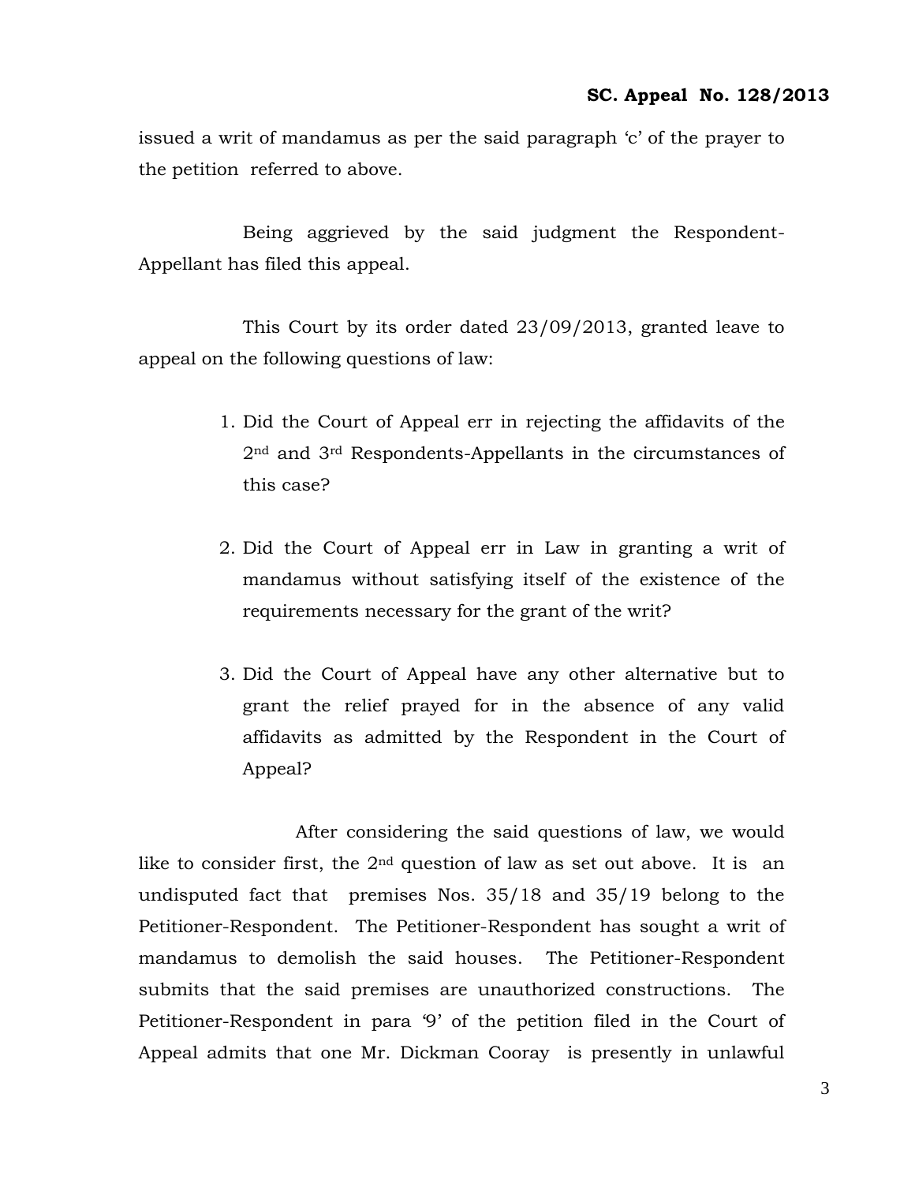issued a writ of mandamus as per the said paragraph 'c' of the prayer to the petition referred to above.

Being aggrieved by the said judgment the Respondent-Appellant has filed this appeal.

This Court by its order dated 23/09/2013, granted leave to appeal on the following questions of law:

1. Did the Court of Appeal err in rejecting the affidavits of the 2nd and 3rd Respondents-Appellants in the circumstances of this case?

2. Did the Court of Appeal err in Law in granting a writ of mandamus without satisfying itself of the existence of the requirements necessary for the grant of the writ?

3. Did the Court of Appeal have any other alternative but to grant the relief prayed for in the absence of any valid affidavits as admitted by the Respondent in the Court of Appeal?

After considering the said questions of law, we would like to consider first, the 2nd question of law as set out above. It is an undisputed fact that premises Nos. 35/18 and 35/19 belong to the Petitioner-Respondent. The Petitioner-Respondent has sought a writ of mandamus to demolish the said houses. The Petitioner-Respondent submits that the said premises are unauthorized constructions. The Petitioner-Respondent in para '9' of the petition filed in the Court of Appeal admits that one Mr. Dickman Cooray is presently in unlawful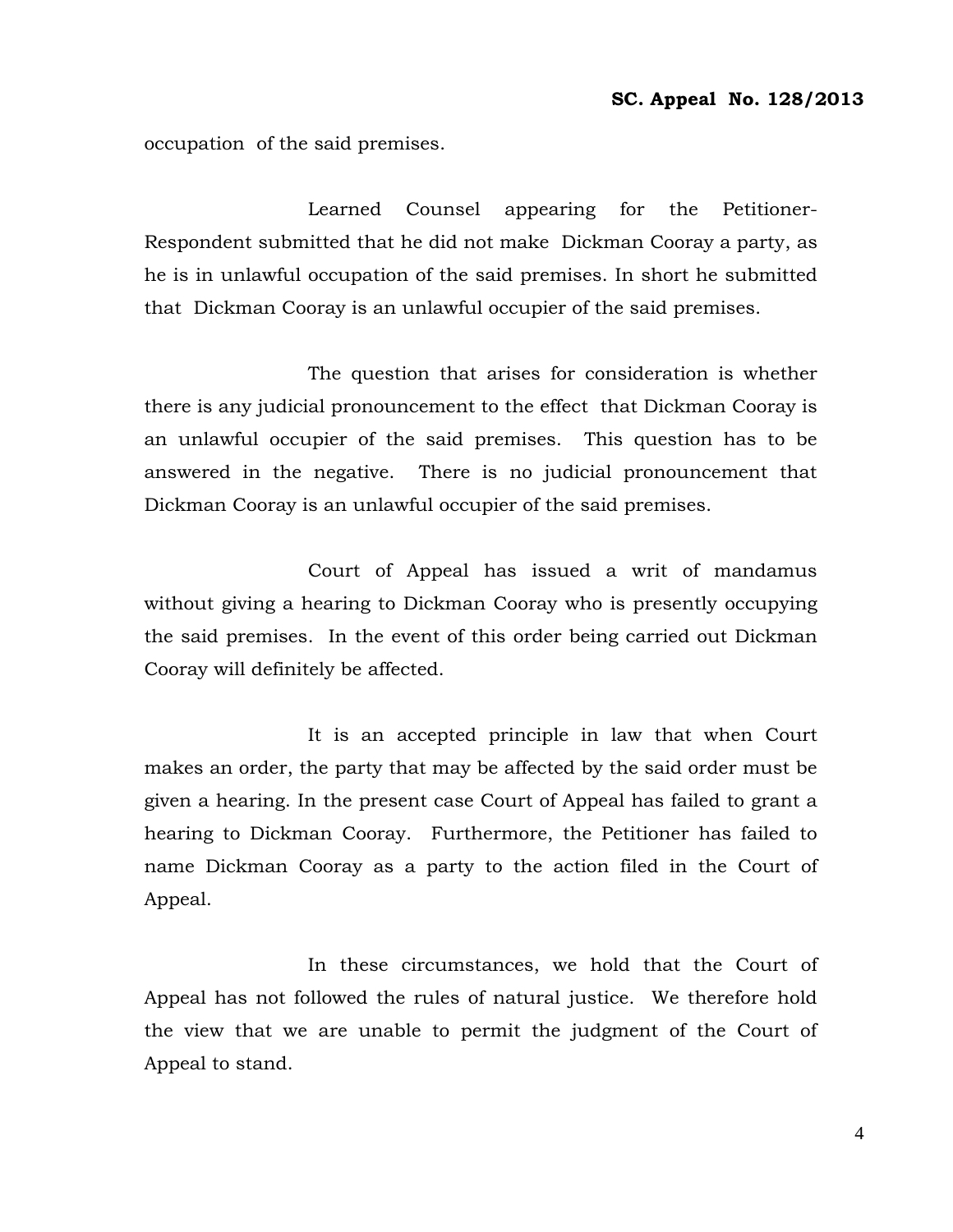occupation of the said premises.

Learned Counsel appearing for the Petitioner-Respondent submitted that he did not make Dickman Cooray a party, as he is in unlawful occupation of the said premises. In short he submitted that Dickman Cooray is an unlawful occupier of the said premises.

The question that arises for consideration is whether there is any judicial pronouncement to the effect that Dickman Cooray is an unlawful occupier of the said premises. This question has to be answered in the negative. There is no judicial pronouncement that Dickman Cooray is an unlawful occupier of the said premises.

Court of Appeal has issued a writ of mandamus without giving a hearing to Dickman Cooray who is presently occupying the said premises. In the event of this order being carried out Dickman Cooray will definitely be affected.

It is an accepted principle in law that when Court makes an order, the party that may be affected by the said order must be given a hearing. In the present case Court of Appeal has failed to grant a hearing to Dickman Cooray. Furthermore, the Petitioner has failed to name Dickman Cooray as a party to the action filed in the Court of Appeal.

In these circumstances, we hold that the Court of Appeal has not followed the rules of natural justice. We therefore hold the view that we are unable to permit the judgment of the Court of Appeal to stand.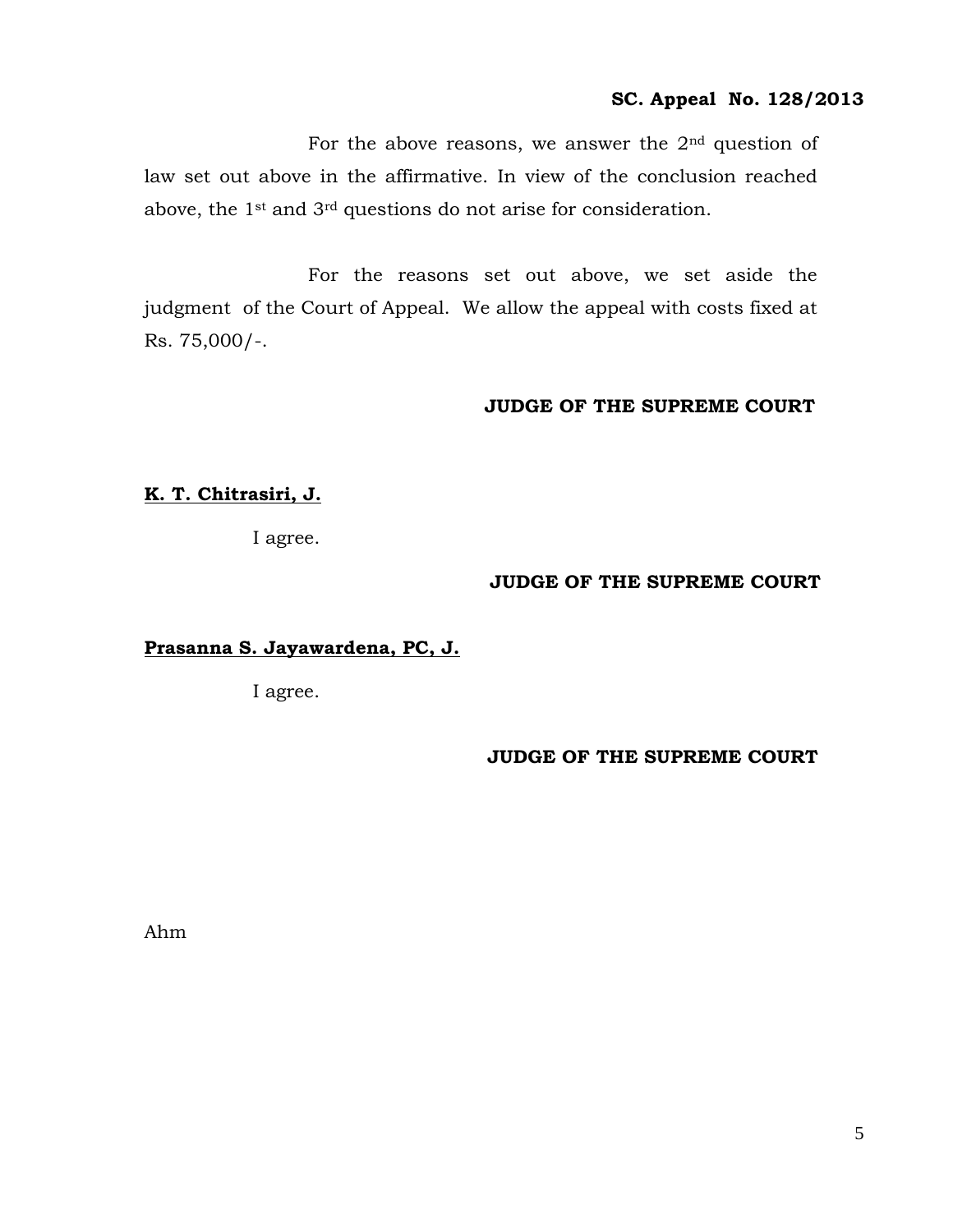For the above reasons, we answer the 2nd question of law set out above in the affirmative. In view of the conclusion reached above, the 1st and 3rd questions do not arise for consideration.

For the reasons set out above, we set aside the judgment of the Court of Appeal. We allow the appeal with costs fixed at Rs. 75,000/-.

**JUDGE OF THE SUPREME COURT**

**K. T. Chitrasiri, J.**

I agree.

**JUDGE OF THE SUPREME COURT**

**Prasanna S. Jayawardena, PC, J.**

I agree.

**JUDGE OF THE SUPREME COURT**

Ahm